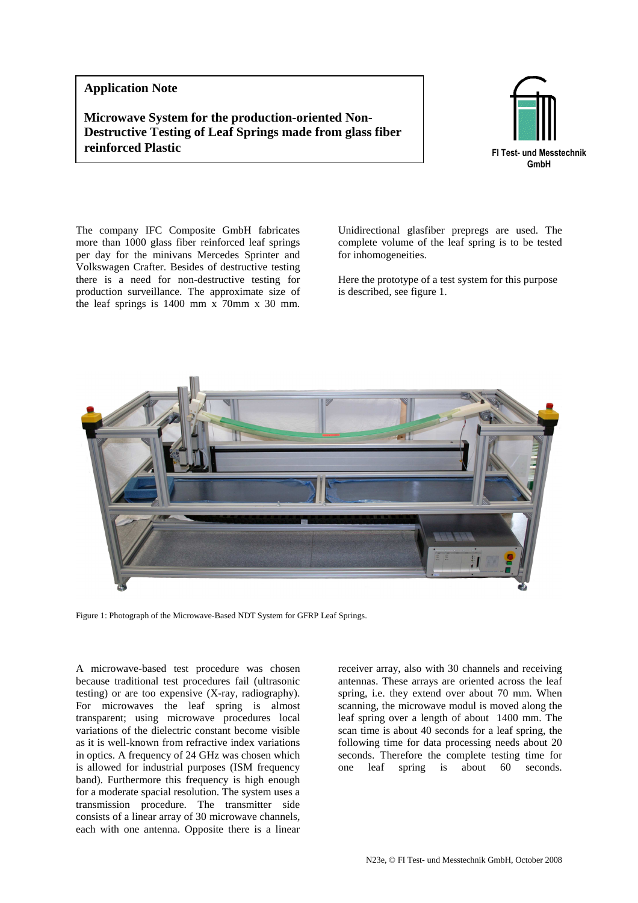**Application Note**

# Microwave System for the production-oriented Non-Destructive Testing of Leaf Springs made from glass fiber reinforced Plastic

FI Test- und Messtechnik GmbH

The company IFC Composite GmbH fabricates more than 1000 glass fiber reinforced leaf springs per day for the minivans Mercedes Sprinter and Volkswagen Crafter. Besides of destructive testing there is a need for non-destructive testing for production surveillance. The approximate size of the leaf springs is 1400 mm x 70mm x 30 mm. Unidirectional glasfiber prepregs are used. The complete volume of the leaf spring is to be tested for inhomogeneities.

Here the prototype of a test system for this purpose is described, see figure 1.

Figure 1: Photograph of the Microwave-Based NDT System for GFRP Leaf Springs.

A microwave-based test procedure was chosen because traditional test procedures fail (ultrasonic testing) or are too expensive (X-ray, radiography). For microwaves the leaf spring is almost transparent; using microwave procedures local variations of the dielectric constant become visible as it is well-known from refractive index variations in optics. A frequency of 24 GHz was chosen which is allowed for industrial purposes (ISM frequency band). Furthermore this frequency is high enough for a moderate spacial resolution. The system uses a transmission procedure. The transmitter side consists of a linear array of 30 microwave channels, each with one antenna. Opposite there is a linear receiver array, also with 30 channels and receiving antennas. These arrays are oriented across the leaf spring, i.e. they extend over about 70 mm. When scanning, the microwave modul is moved along the leaf spring over a length of about 1400 mm. The scan time is about 40 seconds for a leaf spring, the following time for data processing needs about 20 seconds. Therefore the complete testing time for one leaf spring is about 60 seconds.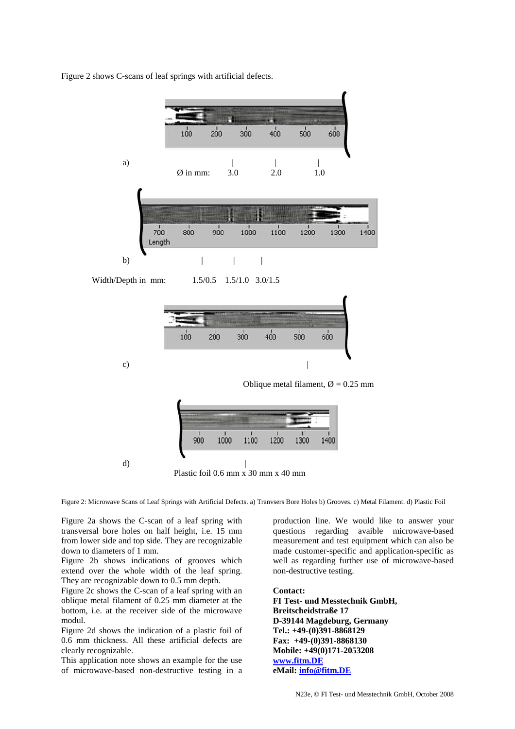Figure 2 shows C-scans of leaf springs with artificial defects.

a)

100 200 300 400 500 600

Ø in mm: 3.0 2.0 1.0

b)

700 800 900 1000 1100 1200 1300 1400
Length

Width/Depth in mm: 1.5/0.5 1.5/1.0 3.0/1.5

c)

100 200 300 400 500 600

Oblique metal filament, Ø = 0.25 mm

d)

900 1000 1100 1200 1300 1400

Plastic foil 0.6 mm x 30 mm x 40 mm

Figure 2: Microwave Scans of Leaf Springs with Artificial Defects. a) Tranvsers Bore Holes b) Grooves. c) Metal Filament. d) Plastic Foil

Figure 2a shows the C-scan of a leaf spring with transversal bore holes on half height, i.e. 15 mm from lower side and top side. They are recognizable down to diameters of 1 mm.
Figure 2b shows indications of grooves which extend over the whole width of the leaf spring. They are recognizable down to 0.5 mm depth.
Figure 2c shows the C-scan of a leaf spring with an oblique metal filament of 0.25 mm diameter at the bottom, i.e. at the receiver side of the microwave modul.
Figure 2d shows the indication of a plastic foil of 0.6 mm thickness. All these artificial defects are clearly recognizable.
This application note shows an example for the use of microwave-based non-destructive testing in a production line. We would like to answer your questions regarding avaible microwave-based measurement and test equipment which can also be made customer-specific and application-specific as well as regarding further use of microwave-based non-destructive testing.

**Contact:**
**FI Test- und Messtechnik GmbH,**
**Breitscheidstraße 17**
**D-39144 Magdeburg, Germany**
**Tel.: +49-(0)391-8868129**
**Fax: +49-(0)391-8868130**
**Mobile: +49(0)171-2053208**
**[www.fitm.DE](http://www.fitm.DE)**
**eMail: [info@fitm.DE](mailto:info@fitm.DE)**

N23e, © FI Test- und Messtechnik GmbH, October 2008